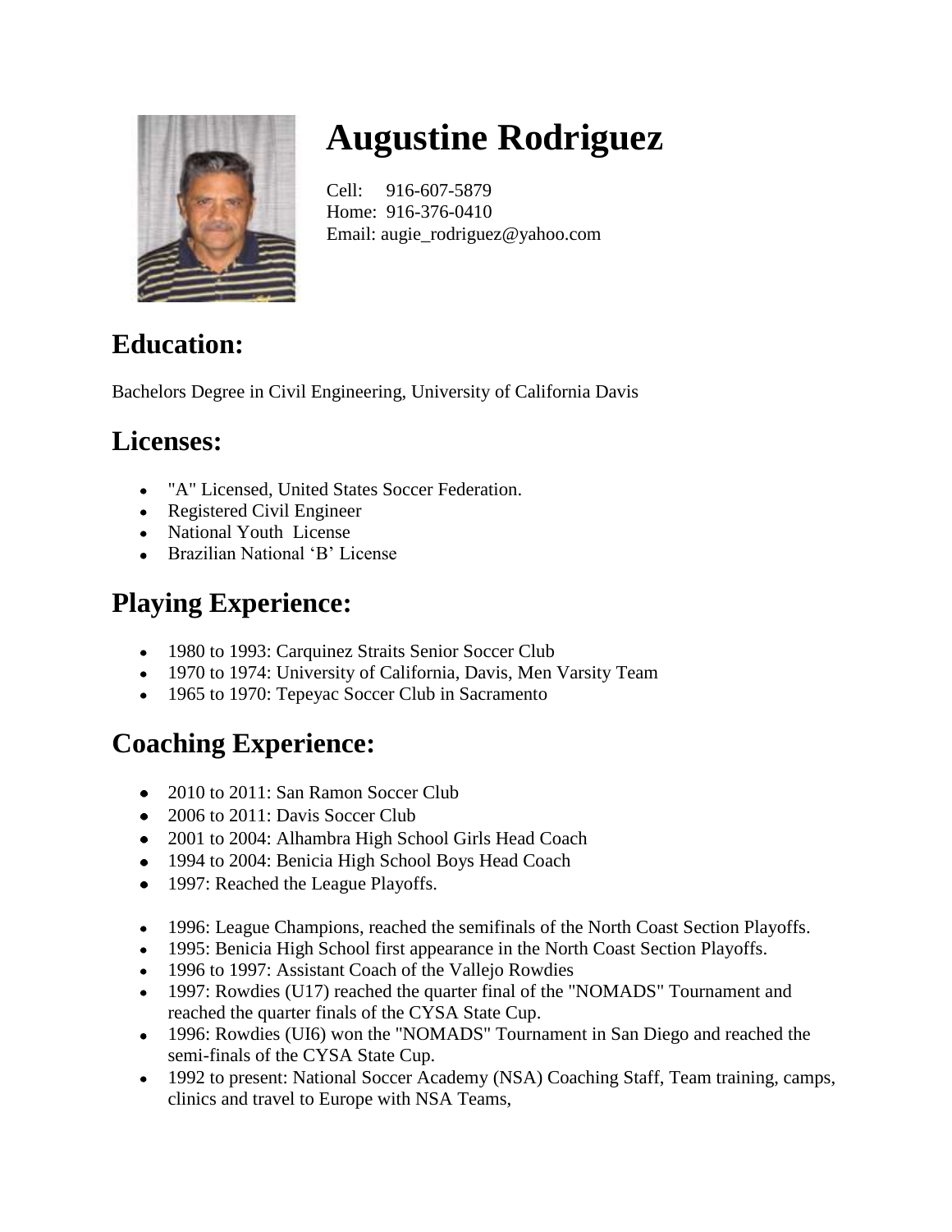# Augustine Rodriguez

Cell: 916-607-5879
Home: 916-376-0410
Email: augie_rodriguez@yahoo.com

## Education:

Bachelors Degree in Civil Engineering, University of California Davis

## Licenses:

- "A" Licensed, United States Soccer Federation.
- Registered Civil Engineer
- National Youth License
- Brazilian National 'B' License

## Playing Experience:

- 1980 to 1993: Carquinez Straits Senior Soccer Club
- 1970 to 1974: University of California, Davis, Men Varsity Team
- 1965 to 1970: Tepeyac Soccer Club in Sacramento

## Coaching Experience:

- 2010 to 2011: San Ramon Soccer Club
- 2006 to 2011: Davis Soccer Club
- 2001 to 2004: Alhambra High School Girls Head Coach
- 1994 to 2004: Benicia High School Boys Head Coach
- 1997: Reached the League Playoffs.

- 1996: League Champions, reached the semifinals of the North Coast Section Playoffs.
- 1995: Benicia High School first appearance in the North Coast Section Playoffs.
- 1996 to 1997: Assistant Coach of the Vallejo Rowdies
- 1997: Rowdies (U17) reached the quarter final of the "NOMADS" Tournament and reached the quarter finals of the CYSA State Cup.
- 1996: Rowdies (UI6) won the "NOMADS" Tournament in San Diego and reached the semi-finals of the CYSA State Cup.
- 1992 to present: National Soccer Academy (NSA) Coaching Staff, Team training, camps, clinics and travel to Europe with NSA Teams,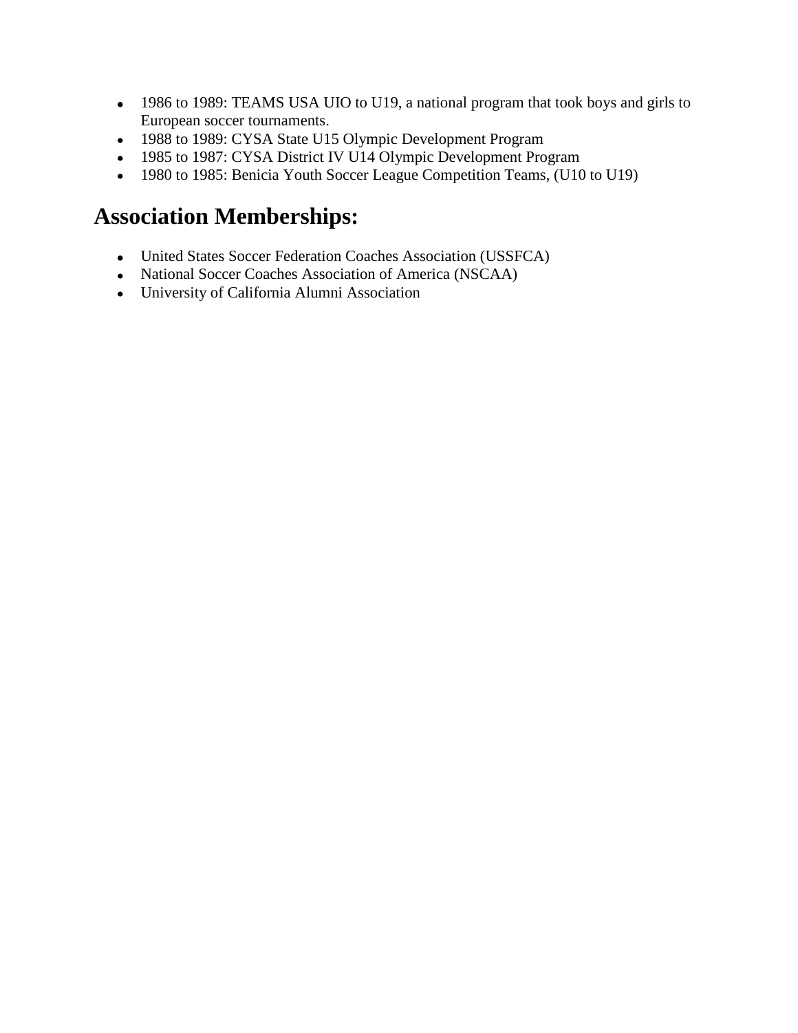- 1986 to 1989: TEAMS USA UIO to U19, a national program that took boys and girls to European soccer tournaments.
- 1988 to 1989: CYSA State U15 Olympic Development Program
- 1985 to 1987: CYSA District IV U14 Olympic Development Program
- 1980 to 1985: Benicia Youth Soccer League Competition Teams, (U10 to U19)

## Association Memberships:

- United States Soccer Federation Coaches Association (USSFCA)
- National Soccer Coaches Association of America (NSCAA)
- University of California Alumni Association